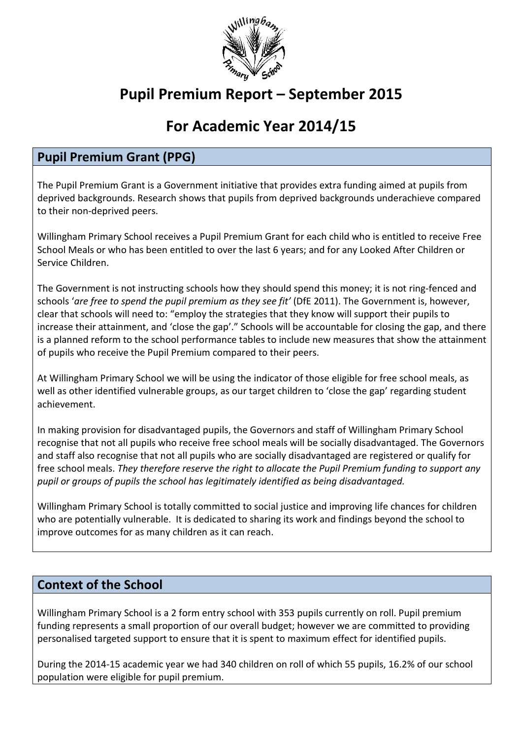# Pupil Premium Report – September 2015

# For Academic Year 2014/15

## Pupil Premium Grant (PPG)

The Pupil Premium Grant is a Government initiative that provides extra funding aimed at pupils from deprived backgrounds. Research shows that pupils from deprived backgrounds underachieve compared to their non-deprived peers.

Willingham Primary School receives a Pupil Premium Grant for each child who is entitled to receive Free School Meals or who has been entitled to over the last 6 years; and for any Looked After Children or Service Children.

The Government is not instructing schools how they should spend this money; it is not ring-fenced and schools '*are free to spend the pupil premium as they see fit'* (DfE 2011). The Government is, however, clear that schools will need to: "employ the strategies that they know will support their pupils to increase their attainment, and 'close the gap'." Schools will be accountable for closing the gap, and there is a planned reform to the school performance tables to include new measures that show the attainment of pupils who receive the Pupil Premium compared to their peers.

At Willingham Primary School we will be using the indicator of those eligible for free school meals, as well as other identified vulnerable groups, as our target children to 'close the gap' regarding student achievement.

In making provision for disadvantaged pupils, the Governors and staff of Willingham Primary School recognise that not all pupils who receive free school meals will be socially disadvantaged. The Governors and staff also recognise that not all pupils who are socially disadvantaged are registered or qualify for free school meals. *They therefore reserve the right to allocate the Pupil Premium funding to support any pupil or groups of pupils the school has legitimately identified as being disadvantaged.*

Willingham Primary School is totally committed to social justice and improving life chances for children who are potentially vulnerable. It is dedicated to sharing its work and findings beyond the school to improve outcomes for as many children as it can reach.

## Context of the School

Willingham Primary School is a 2 form entry school with 353 pupils currently on roll. Pupil premium funding represents a small proportion of our overall budget; however we are committed to providing personalised targeted support to ensure that it is spent to maximum effect for identified pupils.

During the 2014-15 academic year we had 340 children on roll of which 55 pupils, 16.2% of our school population were eligible for pupil premium.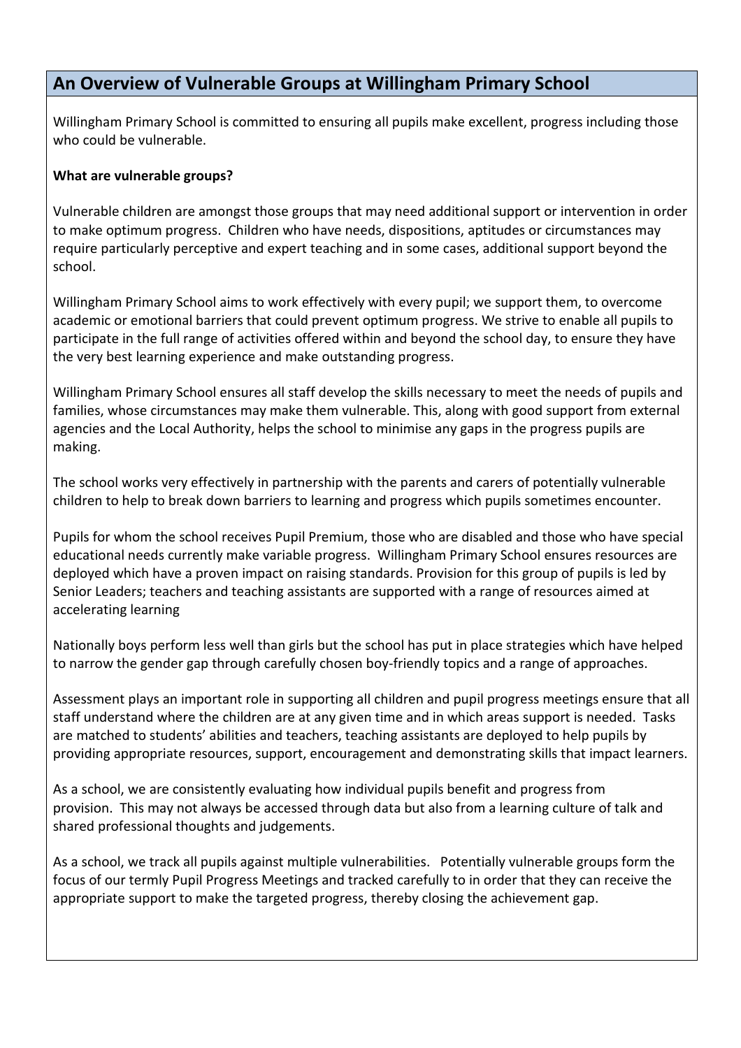## An Overview of Vulnerable Groups at Willingham Primary School

Willingham Primary School is committed to ensuring all pupils make excellent, progress including those who could be vulnerable.

**What are vulnerable groups?**

Vulnerable children are amongst those groups that may need additional support or intervention in order to make optimum progress. Children who have needs, dispositions, aptitudes or circumstances may require particularly perceptive and expert teaching and in some cases, additional support beyond the school.

Willingham Primary School aims to work effectively with every pupil; we support them, to overcome academic or emotional barriers that could prevent optimum progress. We strive to enable all pupils to participate in the full range of activities offered within and beyond the school day, to ensure they have the very best learning experience and make outstanding progress.

Willingham Primary School ensures all staff develop the skills necessary to meet the needs of pupils and families, whose circumstances may make them vulnerable. This, along with good support from external agencies and the Local Authority, helps the school to minimise any gaps in the progress pupils are making.

The school works very effectively in partnership with the parents and carers of potentially vulnerable children to help to break down barriers to learning and progress which pupils sometimes encounter.

Pupils for whom the school receives Pupil Premium, those who are disabled and those who have special educational needs currently make variable progress. Willingham Primary School ensures resources are deployed which have a proven impact on raising standards. Provision for this group of pupils is led by Senior Leaders; teachers and teaching assistants are supported with a range of resources aimed at accelerating learning

Nationally boys perform less well than girls but the school has put in place strategies which have helped to narrow the gender gap through carefully chosen boy-friendly topics and a range of approaches.

Assessment plays an important role in supporting all children and pupil progress meetings ensure that all staff understand where the children are at any given time and in which areas support is needed. Tasks are matched to students' abilities and teachers, teaching assistants are deployed to help pupils by providing appropriate resources, support, encouragement and demonstrating skills that impact learners.

As a school, we are consistently evaluating how individual pupils benefit and progress from provision. This may not always be accessed through data but also from a learning culture of talk and shared professional thoughts and judgements.

As a school, we track all pupils against multiple vulnerabilities. Potentially vulnerable groups form the focus of our termly Pupil Progress Meetings and tracked carefully to in order that they can receive the appropriate support to make the targeted progress, thereby closing the achievement gap.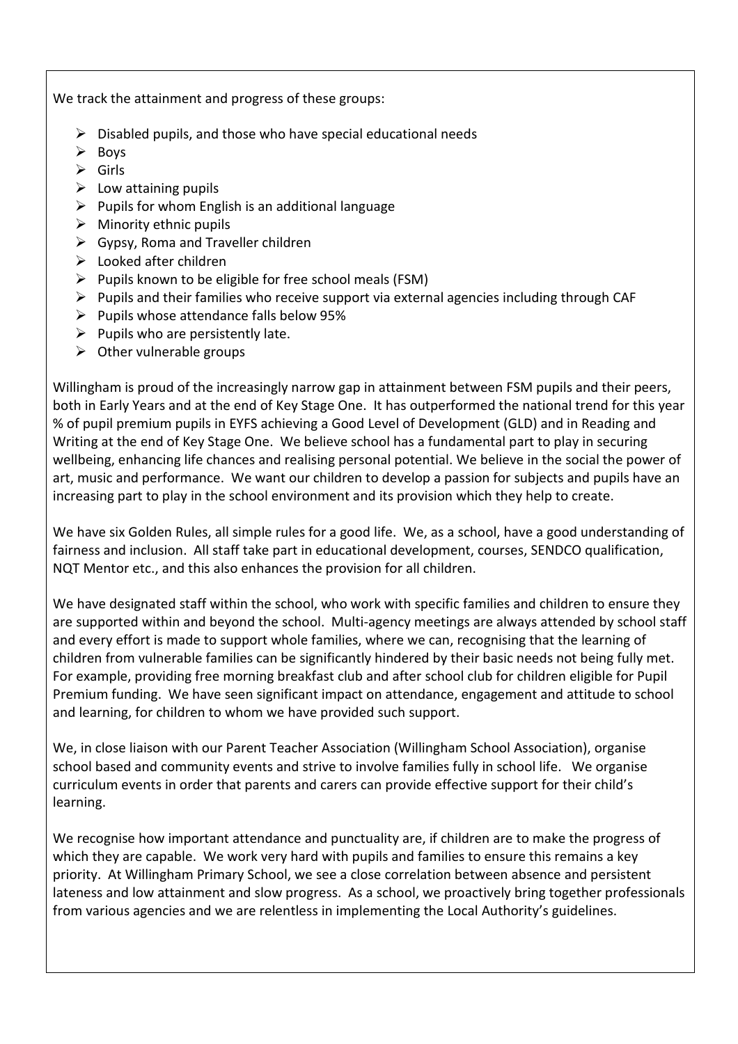We track the attainment and progress of these groups:

- Disabled pupils, and those who have special educational needs
- Boys
- Girls
- Low attaining pupils
- Pupils for whom English is an additional language
- Minority ethnic pupils
- Gypsy, Roma and Traveller children
- Looked after children
- Pupils known to be eligible for free school meals (FSM)
- Pupils and their families who receive support via external agencies including through CAF
- Pupils whose attendance falls below 95%
- Pupils who are persistently late.
- Other vulnerable groups

Willingham is proud of the increasingly narrow gap in attainment between FSM pupils and their peers, both in Early Years and at the end of Key Stage One. It has outperformed the national trend for this year % of pupil premium pupils in EYFS achieving a Good Level of Development (GLD) and in Reading and Writing at the end of Key Stage One. We believe school has a fundamental part to play in securing wellbeing, enhancing life chances and realising personal potential. We believe in the social the power of art, music and performance. We want our children to develop a passion for subjects and pupils have an increasing part to play in the school environment and its provision which they help to create.

We have six Golden Rules, all simple rules for a good life. We, as a school, have a good understanding of fairness and inclusion. All staff take part in educational development, courses, SENDCO qualification, NQT Mentor etc., and this also enhances the provision for all children.

We have designated staff within the school, who work with specific families and children to ensure they are supported within and beyond the school. Multi-agency meetings are always attended by school staff and every effort is made to support whole families, where we can, recognising that the learning of children from vulnerable families can be significantly hindered by their basic needs not being fully met. For example, providing free morning breakfast club and after school club for children eligible for Pupil Premium funding. We have seen significant impact on attendance, engagement and attitude to school and learning, for children to whom we have provided such support.

We, in close liaison with our Parent Teacher Association (Willingham School Association), organise school based and community events and strive to involve families fully in school life. We organise curriculum events in order that parents and carers can provide effective support for their child's learning.

We recognise how important attendance and punctuality are, if children are to make the progress of which they are capable. We work very hard with pupils and families to ensure this remains a key priority. At Willingham Primary School, we see a close correlation between absence and persistent lateness and low attainment and slow progress. As a school, we proactively bring together professionals from various agencies and we are relentless in implementing the Local Authority's guidelines.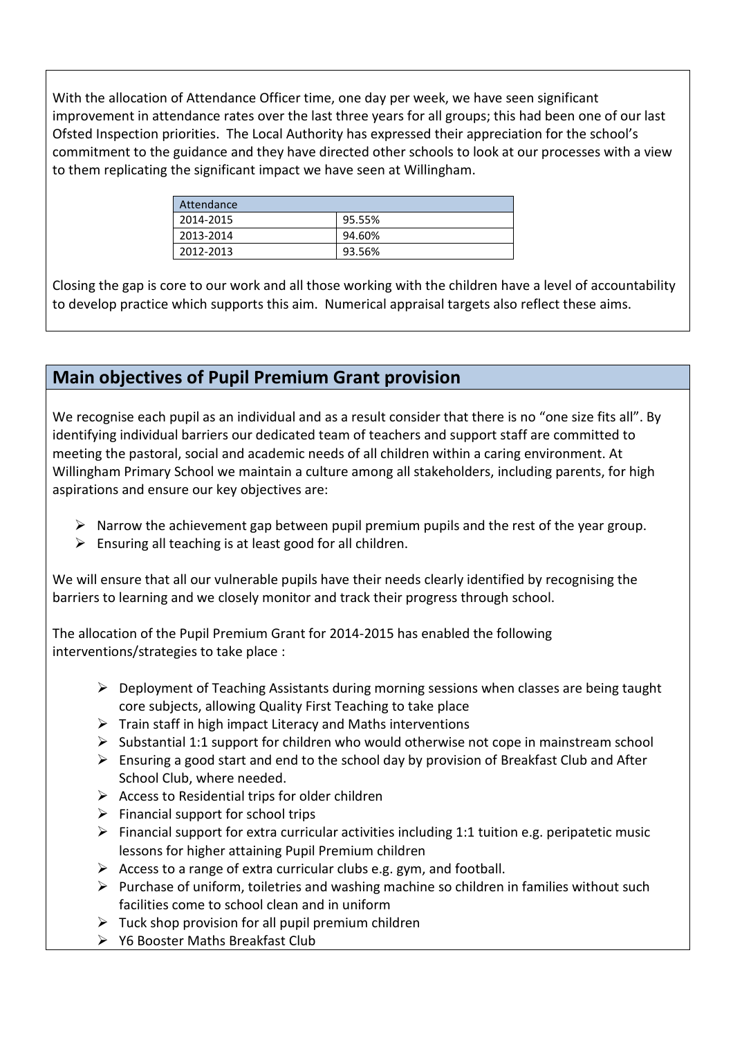With the allocation of Attendance Officer time, one day per week, we have seen significant improvement in attendance rates over the last three years for all groups; this had been one of our last Ofsted Inspection priorities. The Local Authority has expressed their appreciation for the school's commitment to the guidance and they have directed other schools to look at our processes with a view to them replicating the significant impact we have seen at Willingham.

| Attendance | |
|---|---|
| 2014-2015 | 95.55% |
| 2013-2014 | 94.60% |
| 2012-2013 | 93.56% |

Closing the gap is core to our work and all those working with the children have a level of accountability to develop practice which supports this aim. Numerical appraisal targets also reflect these aims.

## Main objectives of Pupil Premium Grant provision

We recognise each pupil as an individual and as a result consider that there is no "one size fits all". By identifying individual barriers our dedicated team of teachers and support staff are committed to meeting the pastoral, social and academic needs of all children within a caring environment. At Willingham Primary School we maintain a culture among all stakeholders, including parents, for high aspirations and ensure our key objectives are:

- Narrow the achievement gap between pupil premium pupils and the rest of the year group.
- Ensuring all teaching is at least good for all children.

We will ensure that all our vulnerable pupils have their needs clearly identified by recognising the barriers to learning and we closely monitor and track their progress through school.

The allocation of the Pupil Premium Grant for 2014-2015 has enabled the following interventions/strategies to take place :

- Deployment of Teaching Assistants during morning sessions when classes are being taught core subjects, allowing Quality First Teaching to take place
- Train staff in high impact Literacy and Maths interventions
- Substantial 1:1 support for children who would otherwise not cope in mainstream school
- Ensuring a good start and end to the school day by provision of Breakfast Club and After School Club, where needed.
- Access to Residential trips for older children
- Financial support for school trips
- Financial support for extra curricular activities including 1:1 tuition e.g. peripatetic music lessons for higher attaining Pupil Premium children
- Access to a range of extra curricular clubs e.g. gym, and football.
- Purchase of uniform, toiletries and washing machine so children in families without such facilities come to school clean and in uniform
- Tuck shop provision for all pupil premium children
- Y6 Booster Maths Breakfast Club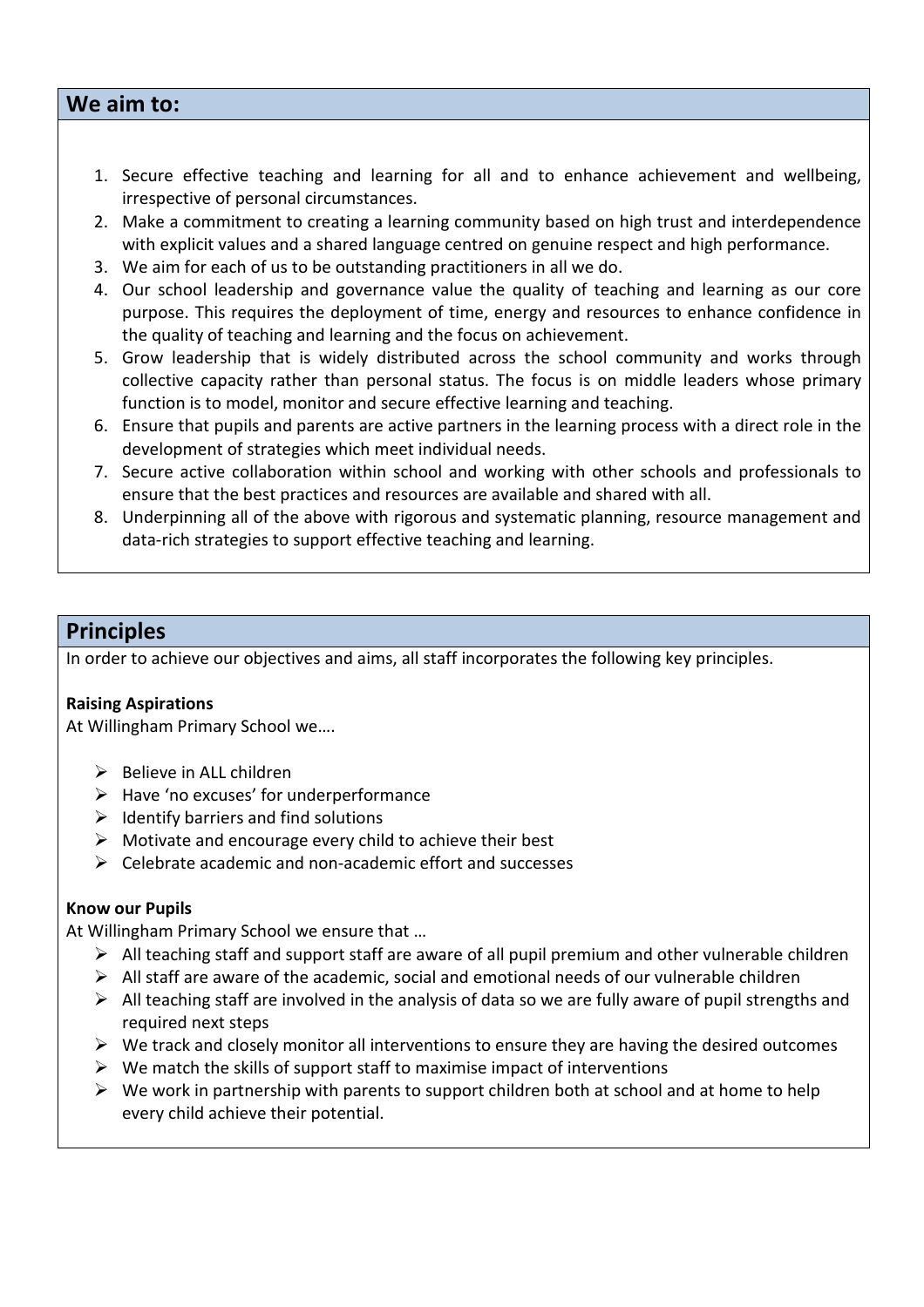## We aim to:

1. Secure effective teaching and learning for all and to enhance achievement and wellbeing, irrespective of personal circumstances.
2. Make a commitment to creating a learning community based on high trust and interdependence with explicit values and a shared language centred on genuine respect and high performance.
3. We aim for each of us to be outstanding practitioners in all we do.
4. Our school leadership and governance value the quality of teaching and learning as our core purpose. This requires the deployment of time, energy and resources to enhance confidence in the quality of teaching and learning and the focus on achievement.
5. Grow leadership that is widely distributed across the school community and works through collective capacity rather than personal status. The focus is on middle leaders whose primary function is to model, monitor and secure effective learning and teaching.
6. Ensure that pupils and parents are active partners in the learning process with a direct role in the development of strategies which meet individual needs.
7. Secure active collaboration within school and working with other schools and professionals to ensure that the best practices and resources are available and shared with all.
8. Underpinning all of the above with rigorous and systematic planning, resource management and data-rich strategies to support effective teaching and learning.

## Principles

In order to achieve our objectives and aims, all staff incorporates the following key principles.

**Raising Aspirations**

At Willingham Primary School we….

- Believe in ALL children
- Have 'no excuses' for underperformance
- Identify barriers and find solutions
- Motivate and encourage every child to achieve their best
- Celebrate academic and non-academic effort and successes

**Know our Pupils**

At Willingham Primary School we ensure that …

- All teaching staff and support staff are aware of all pupil premium and other vulnerable children
- All staff are aware of the academic, social and emotional needs of our vulnerable children
- All teaching staff are involved in the analysis of data so we are fully aware of pupil strengths and required next steps
- We track and closely monitor all interventions to ensure they are having the desired outcomes
- We match the skills of support staff to maximise impact of interventions
- We work in partnership with parents to support children both at school and at home to help every child achieve their potential.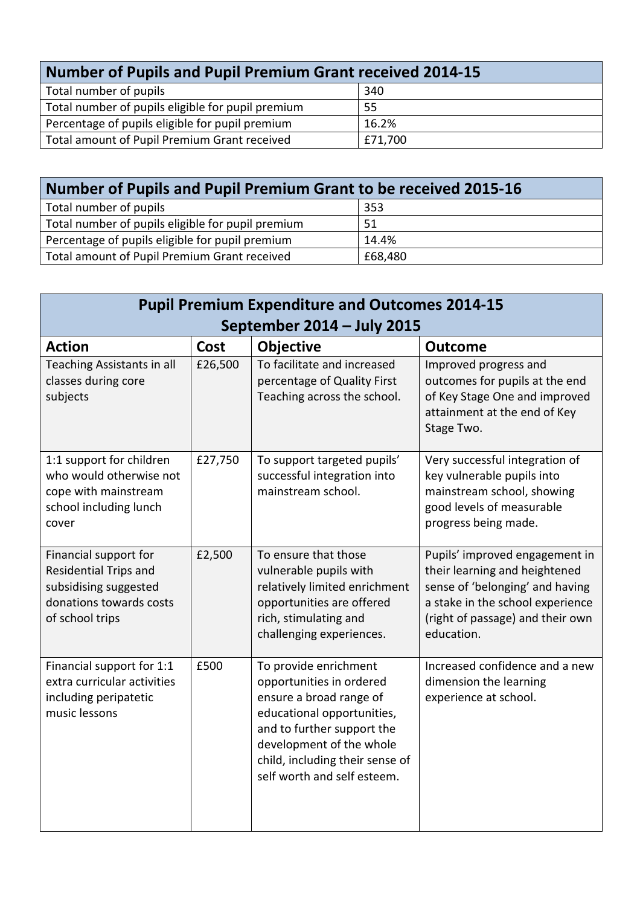| Number of Pupils and Pupil Premium Grant received 2014-15 | |
|---|---|
| Total number of pupils | 340 |
| Total number of pupils eligible for pupil premium | 55 |
| Percentage of pupils eligible for pupil premium | 16.2% |
| Total amount of Pupil Premium Grant received | £71,700 |

| Number of Pupils and Pupil Premium Grant to be received 2015-16 | |
|---|---|
| Total number of pupils | 353 |
| Total number of pupils eligible for pupil premium | 51 |
| Percentage of pupils eligible for pupil premium | 14.4% |
| Total amount of Pupil Premium Grant received | £68,480 |

| Pupil Premium Expenditure and Outcomes 2014-15 September 2014 – July 2015 | | | |
|---|---|---|---|
| **Action** | **Cost** | **Objective** | **Outcome** |
| Teaching Assistants in all classes during core subjects | £26,500 | To facilitate and increased percentage of Quality First Teaching across the school. | Improved progress and outcomes for pupils at the end of Key Stage One and improved attainment at the end of Key Stage Two. |
| 1:1 support for children who would otherwise not cope with mainstream school including lunch cover | £27,750 | To support targeted pupils' successful integration into mainstream school. | Very successful integration of key vulnerable pupils into mainstream school, showing good levels of measurable progress being made. |
| Financial support for Residential Trips and subsidising suggested donations towards costs of school trips | £2,500 | To ensure that those vulnerable pupils with relatively limited enrichment opportunities are offered rich, stimulating and challenging experiences. | Pupils' improved engagement in their learning and heightened sense of 'belonging' and having a stake in the school experience (right of passage) and their own education. |
| Financial support for 1:1 extra curricular activities including peripatetic music lessons | £500 | To provide enrichment opportunities in ordered ensure a broad range of educational opportunities, and to further support the development of the whole child, including their sense of self worth and self esteem. | Increased confidence and a new dimension the learning experience at school. |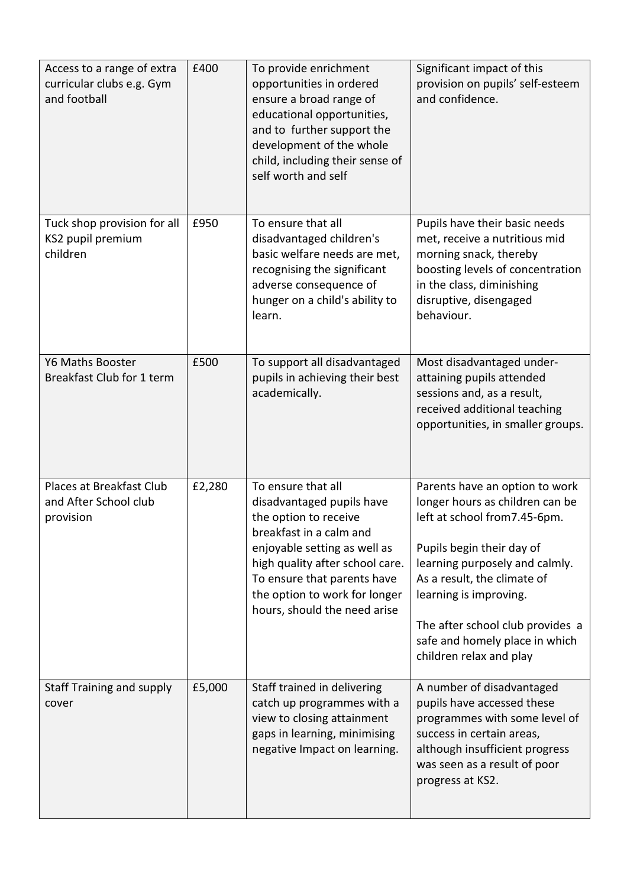| Access to a range of extra curricular clubs e.g. Gym and football | £400 | To provide enrichment opportunities in ordered ensure a broad range of educational opportunities, and to further support the development of the whole child, including their sense of self worth and self | Significant impact of this provision on pupils' self-esteem and confidence. |
|---|---|---|---|
| Tuck shop provision for all KS2 pupil premium children | £950 | To ensure that all disadvantaged children's basic welfare needs are met, recognising the significant adverse consequence of hunger on a child's ability to learn. | Pupils have their basic needs met, receive a nutritious mid morning snack, thereby boosting levels of concentration in the class, diminishing disruptive, disengaged behaviour. |
| Y6 Maths Booster Breakfast Club for 1 term | £500 | To support all disadvantaged pupils in achieving their best academically. | Most disadvantaged under-attaining pupils attended sessions and, as a result, received additional teaching opportunities, in smaller groups. |
| Places at Breakfast Club and After School club provision | £2,280 | To ensure that all disadvantaged pupils have the option to receive breakfast in a calm and enjoyable setting as well as high quality after school care. To ensure that parents have the option to work for longer hours, should the need arise | Parents have an option to work longer hours as children can be left at school from7.45-6pm.<br><br>Pupils begin their day of learning purposely and calmly. As a result, the climate of learning is improving.<br><br>The after school club provides a safe and homely place in which children relax and play |
| Staff Training and supply cover | £5,000 | Staff trained in delivering catch up programmes with a view to closing attainment gaps in learning, minimising negative Impact on learning. | A number of disadvantaged pupils have accessed these programmes with some level of success in certain areas, although insufficient progress was seen as a result of poor progress at KS2. |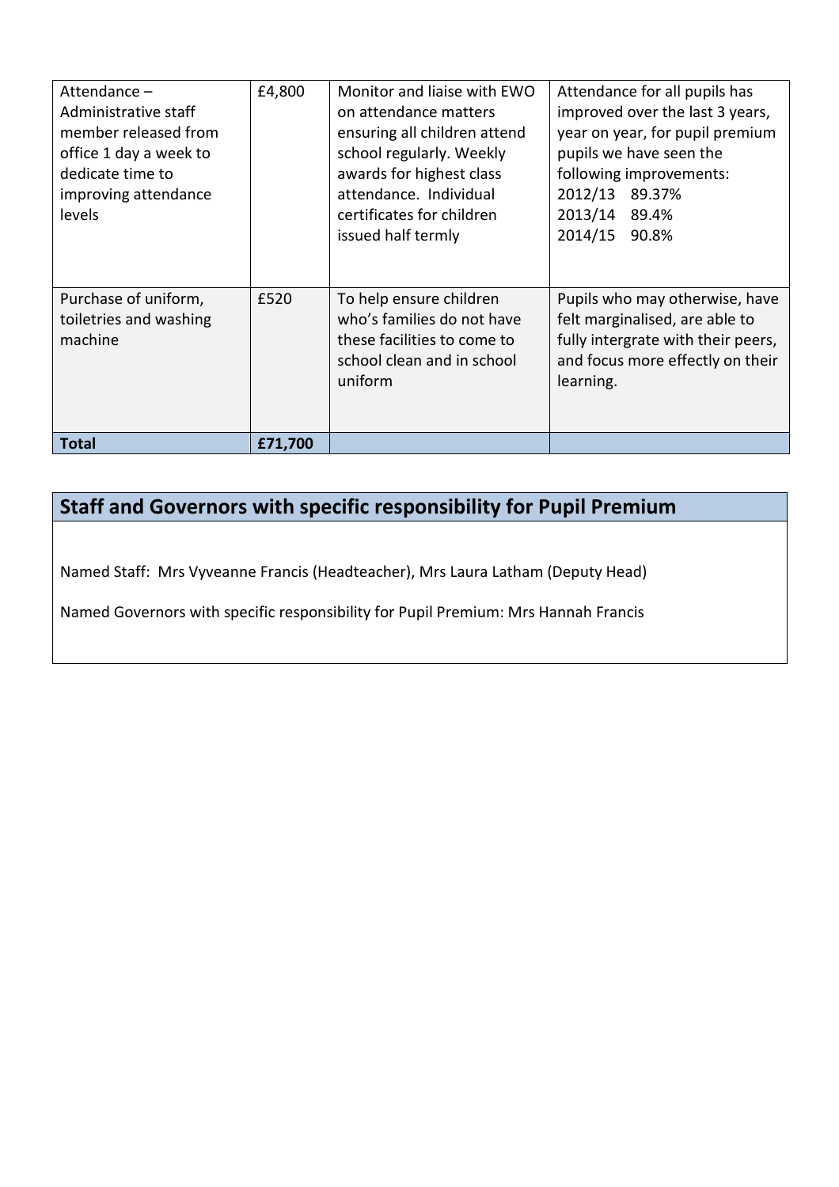| | | | |
|---|---|---|---|
| Attendance – Administrative staff member released from office 1 day a week to dedicate time to improving attendance levels | £4,800 | Monitor and liaise with EWO on attendance matters ensuring all children attend school regularly. Weekly awards for highest class attendance. Individual certificates for children issued half termly | Attendance for all pupils has improved over the last 3 years, year on year, for pupil premium pupils we have seen the following improvements:<br>2012/13 89.37%<br>2013/14 89.4%<br>2014/15 90.8% |
| Purchase of uniform, toiletries and washing machine | £520 | To help ensure children who's families do not have these facilities to come to school clean and in school uniform | Pupils who may otherwise, have felt marginalised, are able to fully intergrate with their peers, and focus more effectly on their learning. |
| **Total** | **£71,700** | | |

## Staff and Governors with specific responsibility for Pupil Premium

Named Staff: Mrs Vyveanne Francis (Headteacher), Mrs Laura Latham (Deputy Head)

Named Governors with specific responsibility for Pupil Premium: Mrs Hannah Francis